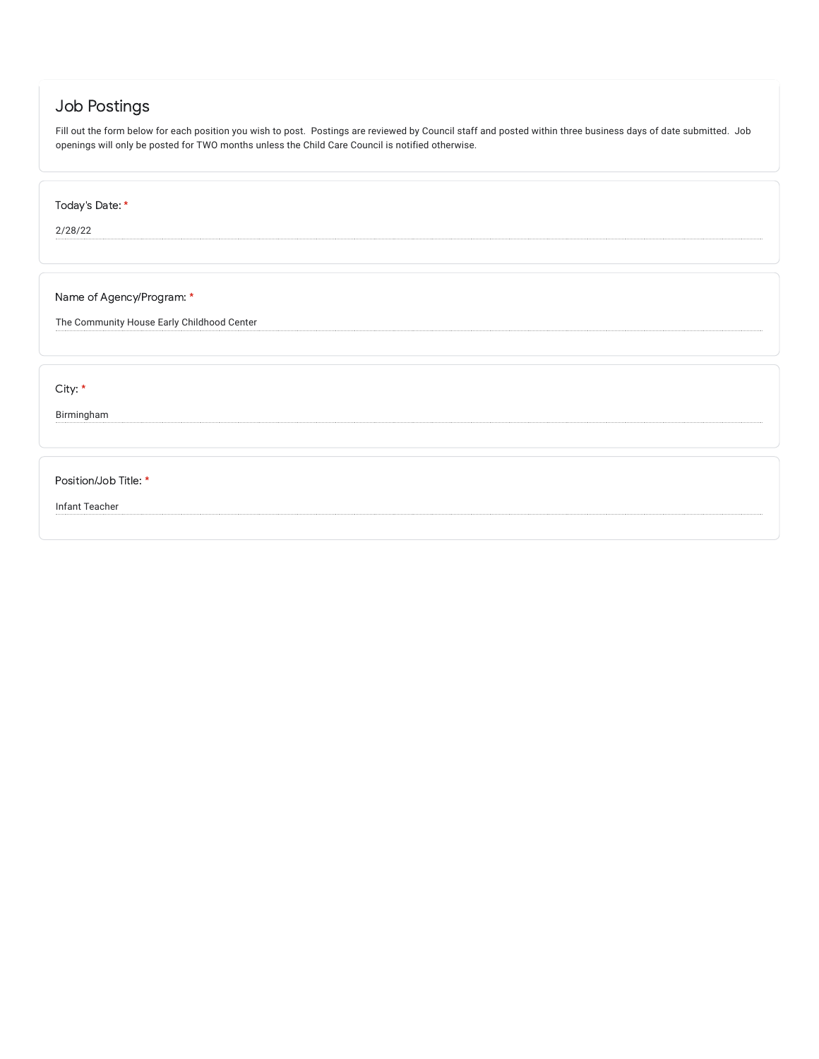# Job Postings

Fill out the form below for each position you wish to post. Postings are reviewed by Council staff and posted within three business days of date submitted. Job openings will only be posted for TWO months unless the Child Care Council is notified otherwise.

**Today's Date:** *

2/28/22

**Name of Agency/Program:** *

The Community House Early Childhood Center

**City:** *

Birmingham

**Position/Job Title:** *

Infant Teacher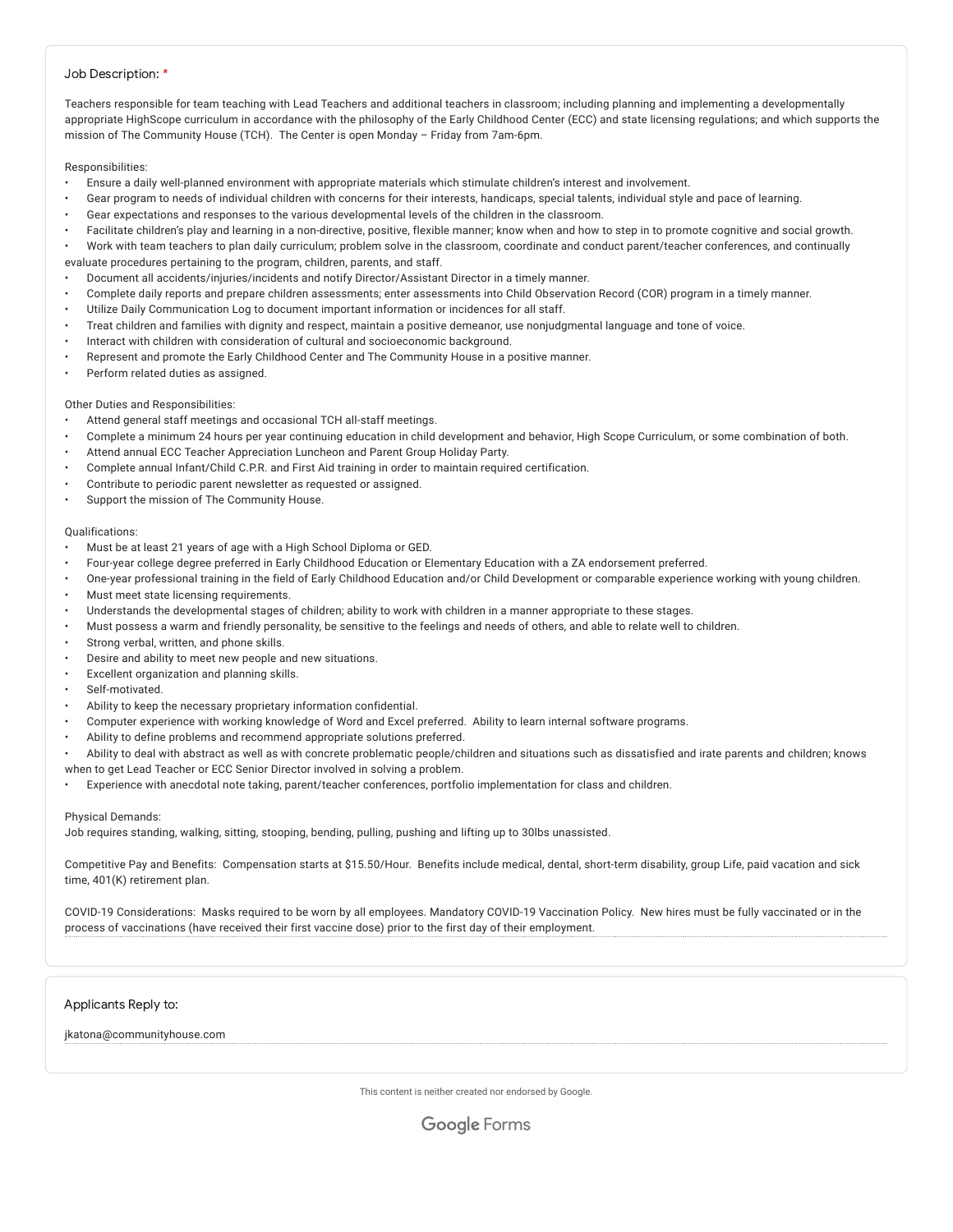Job Description: *

Teachers responsible for team teaching with Lead Teachers and additional teachers in classroom; including planning and implementing a developmentally appropriate HighScope curriculum in accordance with the philosophy of the Early Childhood Center (ECC) and state licensing regulations; and which supports the mission of The Community House (TCH). The Center is open Monday – Friday from 7am-6pm.

Responsibilities:

- Ensure a daily well-planned environment with appropriate materials which stimulate children's interest and involvement.
- Gear program to needs of individual children with concerns for their interests, handicaps, special talents, individual style and pace of learning.
- Gear expectations and responses to the various developmental levels of the children in the classroom.
- Facilitate children's play and learning in a non-directive, positive, flexible manner; know when and how to step in to promote cognitive and social growth.
- Work with team teachers to plan daily curriculum; problem solve in the classroom, coordinate and conduct parent/teacher conferences, and continually evaluate procedures pertaining to the program, children, parents, and staff.
- Document all accidents/injuries/incidents and notify Director/Assistant Director in a timely manner.
- Complete daily reports and prepare children assessments; enter assessments into Child Observation Record (COR) program in a timely manner.
- Utilize Daily Communication Log to document important information or incidences for all staff.
- Treat children and families with dignity and respect, maintain a positive demeanor, use nonjudgmental language and tone of voice.
- Interact with children with consideration of cultural and socioeconomic background.
- Represent and promote the Early Childhood Center and The Community House in a positive manner.
- Perform related duties as assigned.

Other Duties and Responsibilities:

- Attend general staff meetings and occasional TCH all-staff meetings.
- Complete a minimum 24 hours per year continuing education in child development and behavior, High Scope Curriculum, or some combination of both.
- Attend annual ECC Teacher Appreciation Luncheon and Parent Group Holiday Party.
- Complete annual Infant/Child C.P.R. and First Aid training in order to maintain required certification.
- Contribute to periodic parent newsletter as requested or assigned.
- Support the mission of The Community House.

Qualifications:

- Must be at least 21 years of age with a High School Diploma or GED.
- Four-year college degree preferred in Early Childhood Education or Elementary Education with a ZA endorsement preferred.
- One-year professional training in the field of Early Childhood Education and/or Child Development or comparable experience working with young children.
- Must meet state licensing requirements.
- Understands the developmental stages of children; ability to work with children in a manner appropriate to these stages.
- Must possess a warm and friendly personality, be sensitive to the feelings and needs of others, and able to relate well to children.
- Strong verbal, written, and phone skills.
- Desire and ability to meet new people and new situations.
- Excellent organization and planning skills.
- Self-motivated.
- Ability to keep the necessary proprietary information confidential.
- Computer experience with working knowledge of Word and Excel preferred. Ability to learn internal software programs.
- Ability to define problems and recommend appropriate solutions preferred.
- Ability to deal with abstract as well as with concrete problematic people/children and situations such as dissatisfied and irate parents and children; knows when to get Lead Teacher or ECC Senior Director involved in solving a problem.
- Experience with anecdotal note taking, parent/teacher conferences, portfolio implementation for class and children.

Physical Demands:
Job requires standing, walking, sitting, stooping, bending, pulling, pushing and lifting up to 30lbs unassisted.

Competitive Pay and Benefits: Compensation starts at $15.50/Hour. Benefits include medical, dental, short-term disability, group Life, paid vacation and sick time, 401(K) retirement plan.

COVID-19 Considerations: Masks required to be worn by all employees. Mandatory COVID-19 Vaccination Policy. New hires must be fully vaccinated or in the process of vaccinations (have received their first vaccine dose) prior to the first day of their employment.

Applicants Reply to:

jkatona@communityhouse.com

This content is neither created nor endorsed by Google.

Google Forms